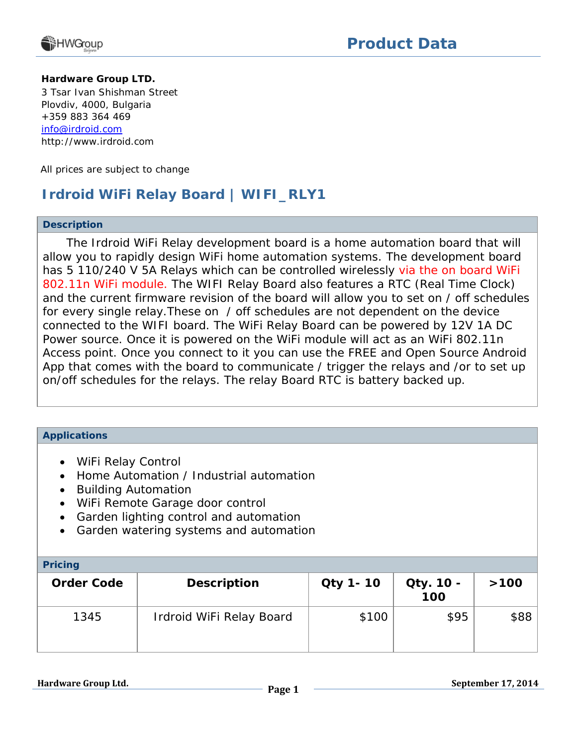**Product Data**

**Hardware Group LTD.**
3 Tsar Ivan Shishman Street
Plovdiv, 4000, Bulgaria
+359 883 364 469
info@irdroid.com
http://www.irdroid.com

All prices are subject to change

## Irdroid WiFi Relay Board | WIFI_RLY1

### Description

The Irdroid WiFi Relay development board is a home automation board that will allow you to rapidly design WiFi home automation systems. The development board has 5 110/240 V 5A Relays which can be controlled wirelessly via the on board WiFi 802.11n WiFi module. The WIFI Relay Board also features a RTC (Real Time Clock) and the current firmware revision of the board will allow you to set on / off schedules for every single relay.These on / off schedules are not dependent on the device connected to the WIFI board. The WiFi Relay Board can be powered by 12V 1A DC Power source. Once it is powered on the WiFi module will act as an WiFi 802.11n Access point. Once you connect to it you can use the FREE and Open Source Android App that comes with the board to communicate / trigger the relays and /or to set up on/off schedules for the relays. The relay Board RTC is battery backed up.

### Applications

- WiFi Relay Control
- Home Automation / Industrial automation
- Building Automation
- WiFi Remote Garage door control
- Garden lighting control and automation
- Garden watering systems and automation

### Pricing

| Order Code | Description | Qty 1- 10 | Qty. 10 - 100 | >100 |
|---|---|---|---|---|
| 1345 | Irdroid WiFi Relay Board | $100 | $95 | $88 |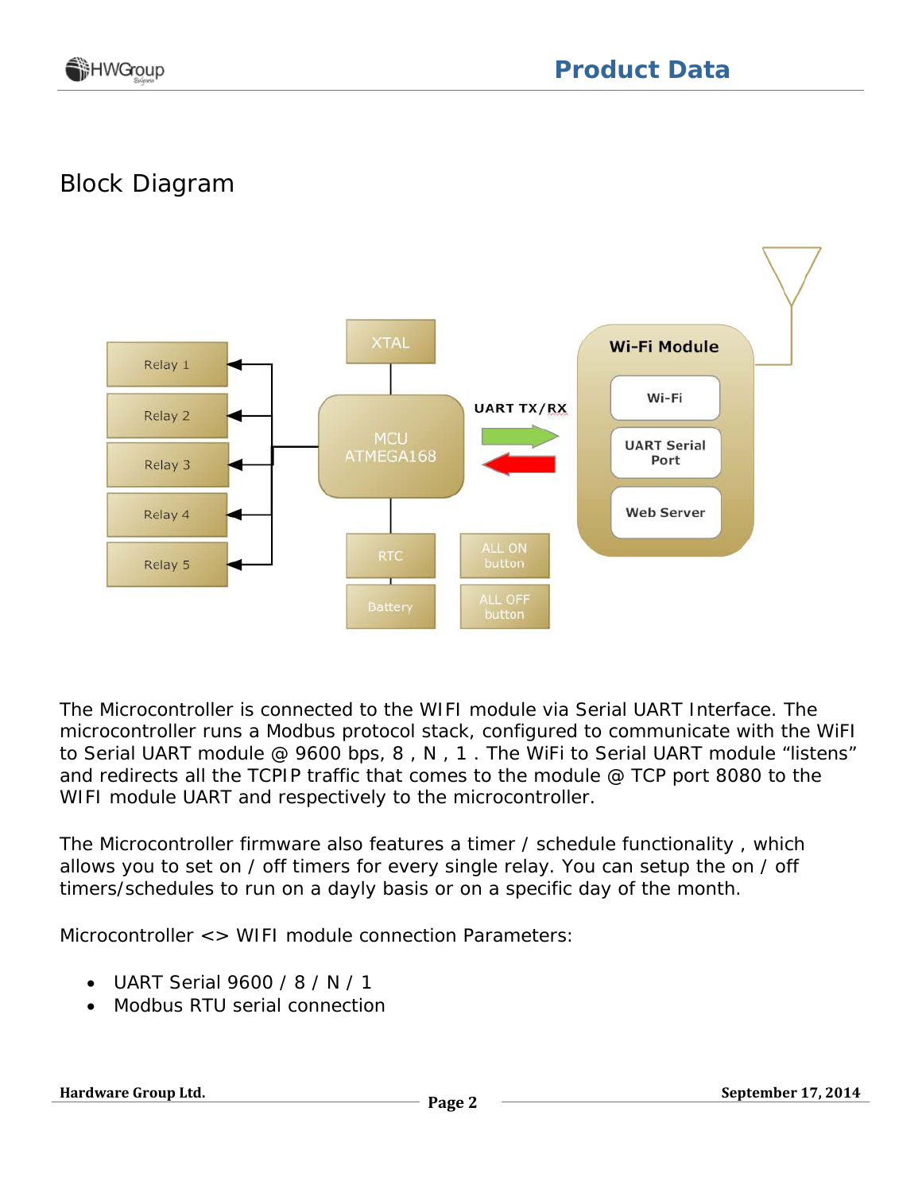# Block Diagram

The Microcontroller is connected to the WIFI module via Serial UART Interface. The microcontroller runs a Modbus protocol stack, configured to communicate with the WiFI to Serial UART module @ 9600 bps, 8 , N , 1 . The WiFi to Serial UART module “listens” and redirects all the TCPIP traffic that comes to the module @ TCP port 8080 to the WIFI module UART and respectively to the microcontroller.

The Microcontroller firmware also features a timer / schedule functionality , which allows you to set on / off timers for every single relay. You can setup the on / off timers/schedules to run on a dayly basis or on a specific day of the month.

Microcontroller <> WIFI module connection Parameters:

- UART Serial 9600 / 8 / N / 1
- Modbus RTU serial connection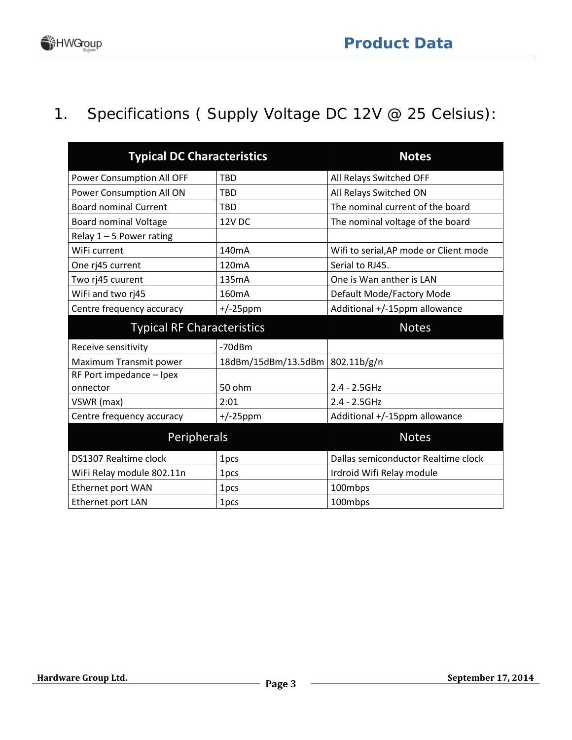## 1. Specifications ( Supply Voltage DC 12V @ 25 Celsius):

| Typical DC Characteristics | | Notes |
|---|---|---|
| Power Consumption All OFF | TBD | All Relays Switched OFF |
| Power Consumption All ON | TBD | All Relays Switched ON |
| Board nominal Current | TBD | The nominal current of the board |
| Board nominal Voltage | 12V DC | The nominal voltage of the board |
| Relay 1 – 5 Power rating | | |
| WiFi current | 140mA | Wifi to serial,AP mode or Client mode |
| One rj45 current | 120mA | Serial to RJ45. |
| Two rj45 cuurent | 135mA | One is Wan anther is LAN |
| WiFi and two rj45 | 160mA | Default Mode/Factory Mode |
| Centre frequency accuracy | +/-25ppm | Additional +/-15ppm allowance |
| **Typical RF Characteristics** | | **Notes** |
| Receive sensitivity | -70dBm | |
| Maximum Transmit power | 18dBm/15dBm/13.5dBm | 802.11b/g/n |
| RF Port impedance – Ipex onnector | 50 ohm | 2.4 - 2.5GHz |
| VSWR (max) | 2:01 | 2.4 - 2.5GHz |
| Centre frequency accuracy | +/-25ppm | Additional +/-15ppm allowance |
| **Peripherals** | | **Notes** |
| DS1307 Realtime clock | 1pcs | Dallas semiconductor Realtime clock |
| WiFi Relay module 802.11n | 1pcs | Irdroid Wifi Relay module |
| Ethernet port WAN | 1pcs | 100mbps |
| Ethernet port LAN | 1pcs | 100mbps |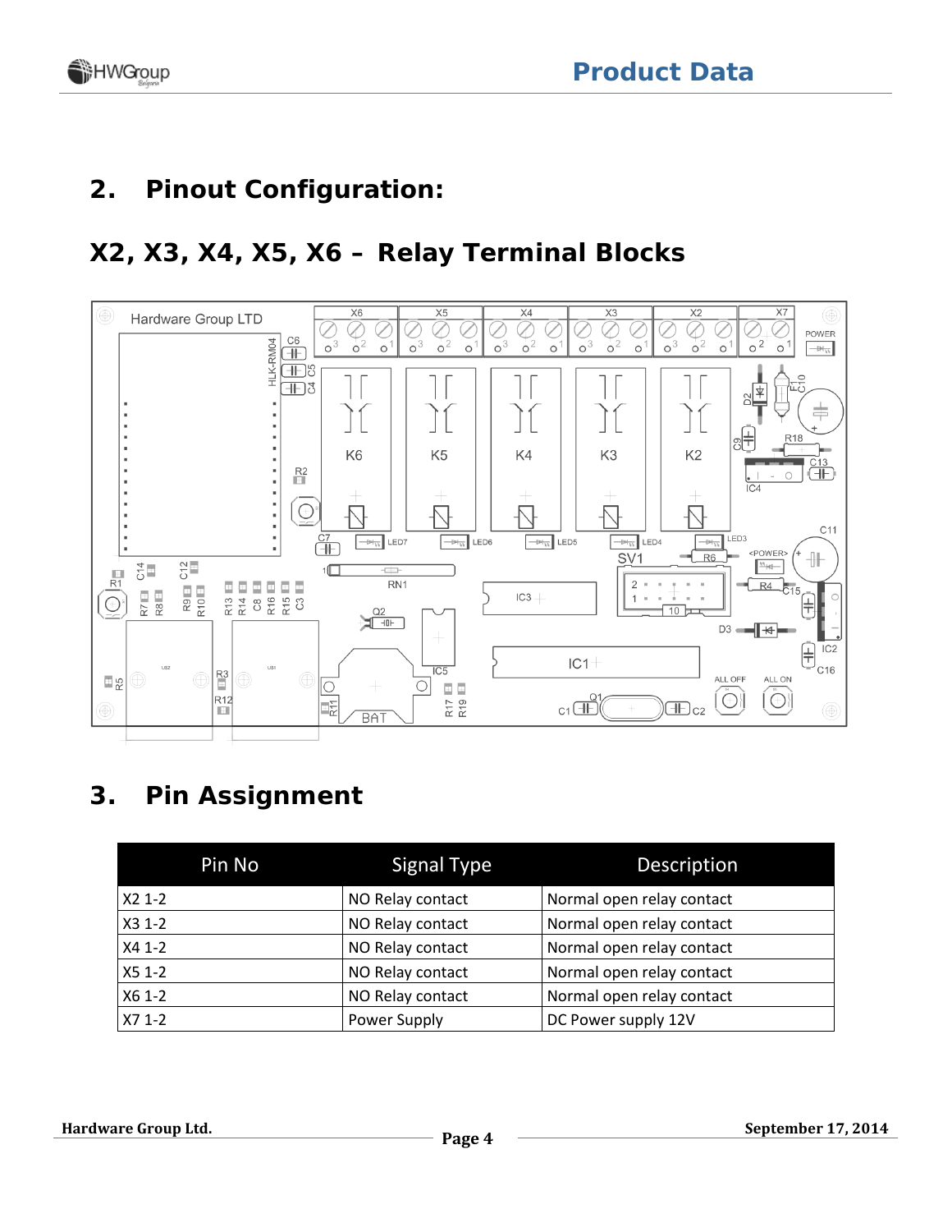## 2. Pinout Configuration:

### X2, X3, X4, X5, X6 – Relay Terminal Blocks

## 3. Pin Assignment

| Pin No | Signal Type | Description |
| --- | --- | --- |
| X2 1-2 | NO Relay contact | Normal open relay contact |
| X3 1-2 | NO Relay contact | Normal open relay contact |
| X4 1-2 | NO Relay contact | Normal open relay contact |
| X5 1-2 | NO Relay contact | Normal open relay contact |
| X6 1-2 | NO Relay contact | Normal open relay contact |
| X7 1-2 | Power Supply | DC Power supply 12V |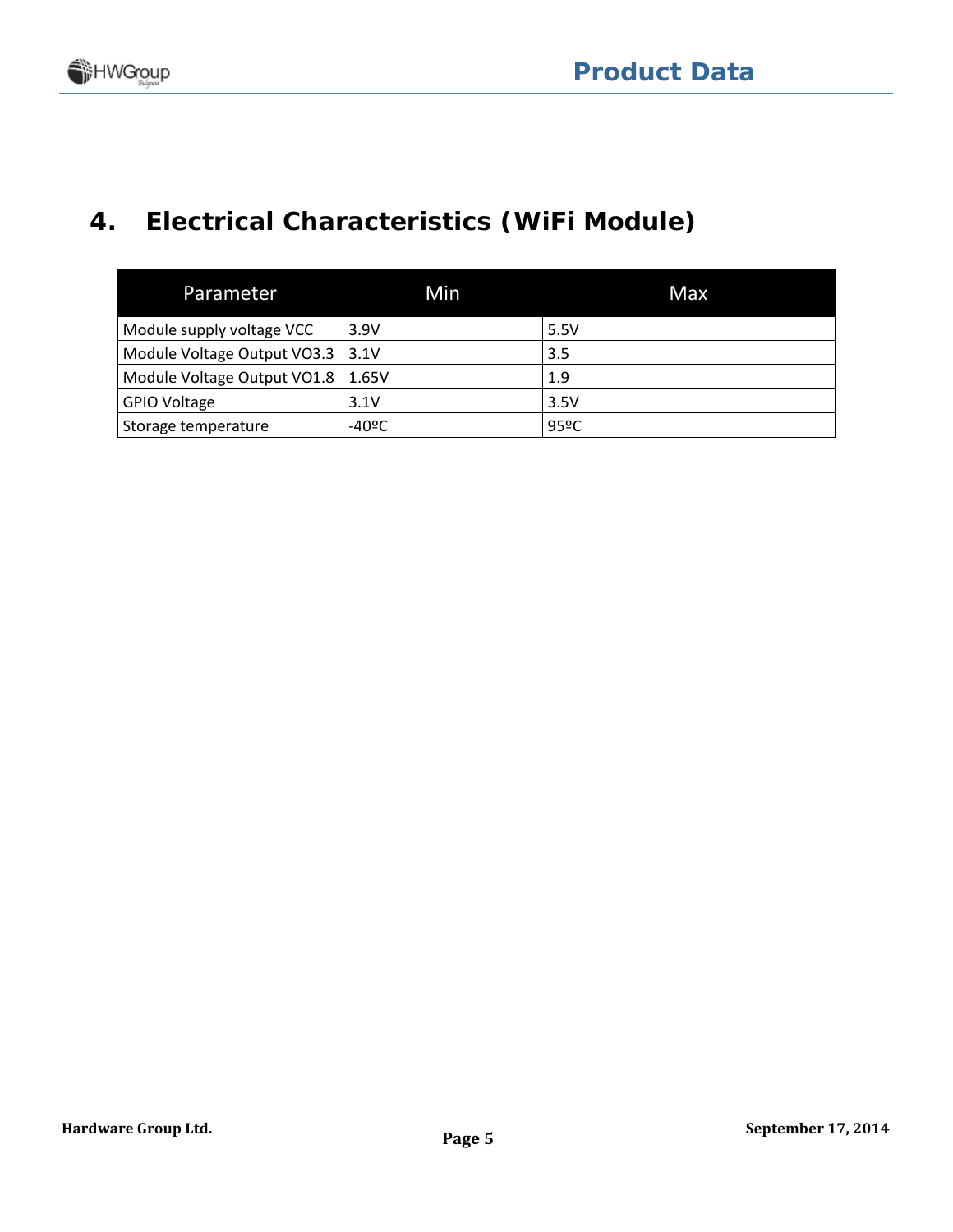# 4. Electrical Characteristics (WiFi Module)

| Parameter | Min | Max |
|---|---|---|
| Module supply voltage VCC | 3.9V | 5.5V |
| Module Voltage Output VO3.3 | 3.1V | 3.5 |
| Module Voltage Output VO1.8 | 1.65V | 1.9 |
| GPIO Voltage | 3.1V | 3.5V |
| Storage temperature | -40ºC | 95ºC |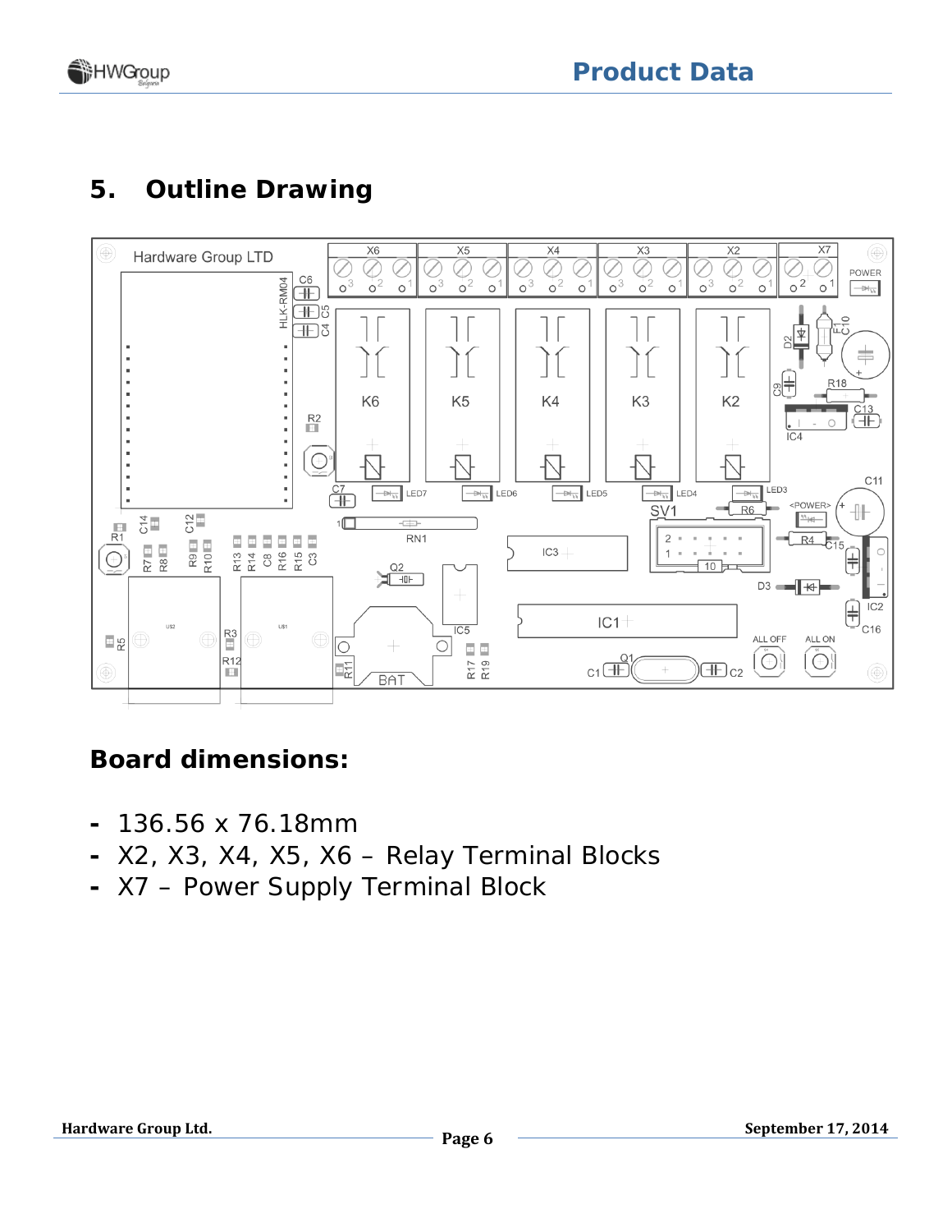## 5. Outline Drawing

### Board dimensions:

- 136.56 x 76.18mm
- X2, X3, X4, X5, X6 – Relay Terminal Blocks
- X7 – Power Supply Terminal Block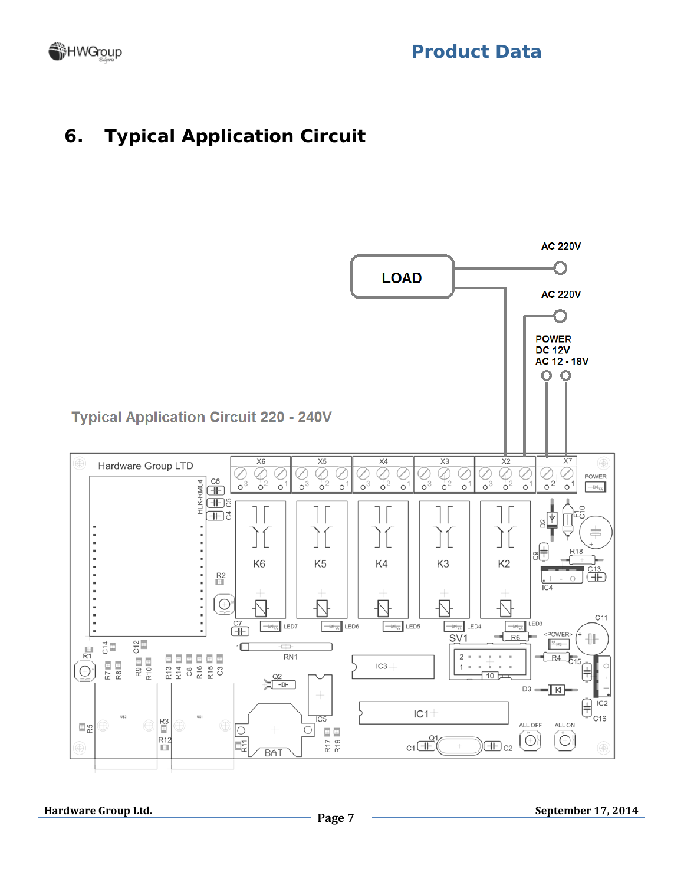# 6. Typical Application Circuit

Typical Application Circuit 220 - 240V

LOAD

AC 220V

AC 220V

POWER
DC 12V
AC 12 - 18V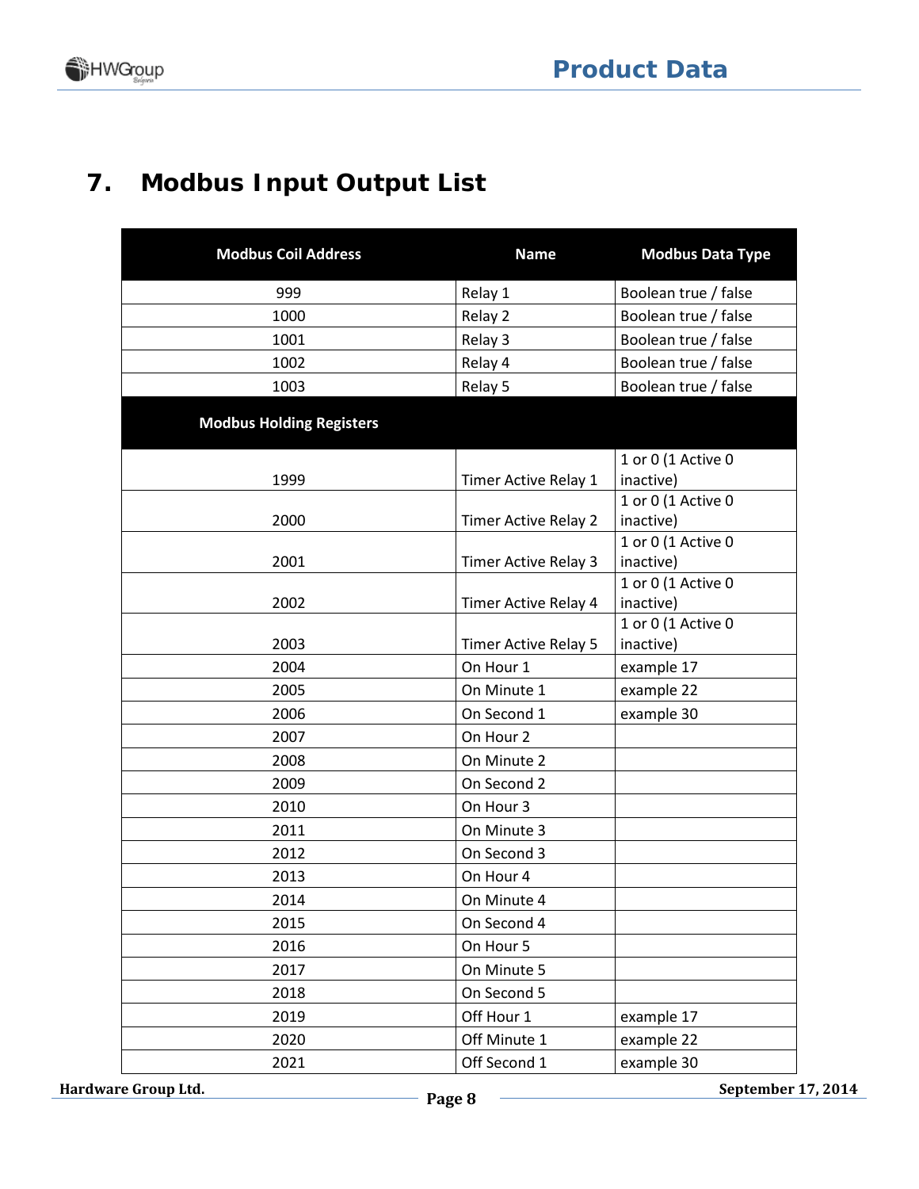## 7. Modbus Input Output List

| Modbus Coil Address | Name | Modbus Data Type |
|---|---|---|
| 999 | Relay 1 | Boolean true / false |
| 1000 | Relay 2 | Boolean true / false |
| 1001 | Relay 3 | Boolean true / false |
| 1002 | Relay 4 | Boolean true / false |
| 1003 | Relay 5 | Boolean true / false |
| **Modbus Holding Registers** | | |
| 1999 | Timer Active Relay 1 | 1 or 0 (1 Active 0 inactive) |
| 2000 | Timer Active Relay 2 | 1 or 0 (1 Active 0 inactive) |
| 2001 | Timer Active Relay 3 | 1 or 0 (1 Active 0 inactive) |
| 2002 | Timer Active Relay 4 | 1 or 0 (1 Active 0 inactive) |
| 2003 | Timer Active Relay 5 | 1 or 0 (1 Active 0 inactive) |
| 2004 | On Hour 1 | example 17 |
| 2005 | On Minute 1 | example 22 |
| 2006 | On Second 1 | example 30 |
| 2007 | On Hour 2 | |
| 2008 | On Minute 2 | |
| 2009 | On Second 2 | |
| 2010 | On Hour 3 | |
| 2011 | On Minute 3 | |
| 2012 | On Second 3 | |
| 2013 | On Hour 4 | |
| 2014 | On Minute 4 | |
| 2015 | On Second 4 | |
| 2016 | On Hour 5 | |
| 2017 | On Minute 5 | |
| 2018 | On Second 5 | |
| 2019 | Off Hour 1 | example 17 |
| 2020 | Off Minute 1 | example 22 |
| 2021 | Off Second 1 | example 30 |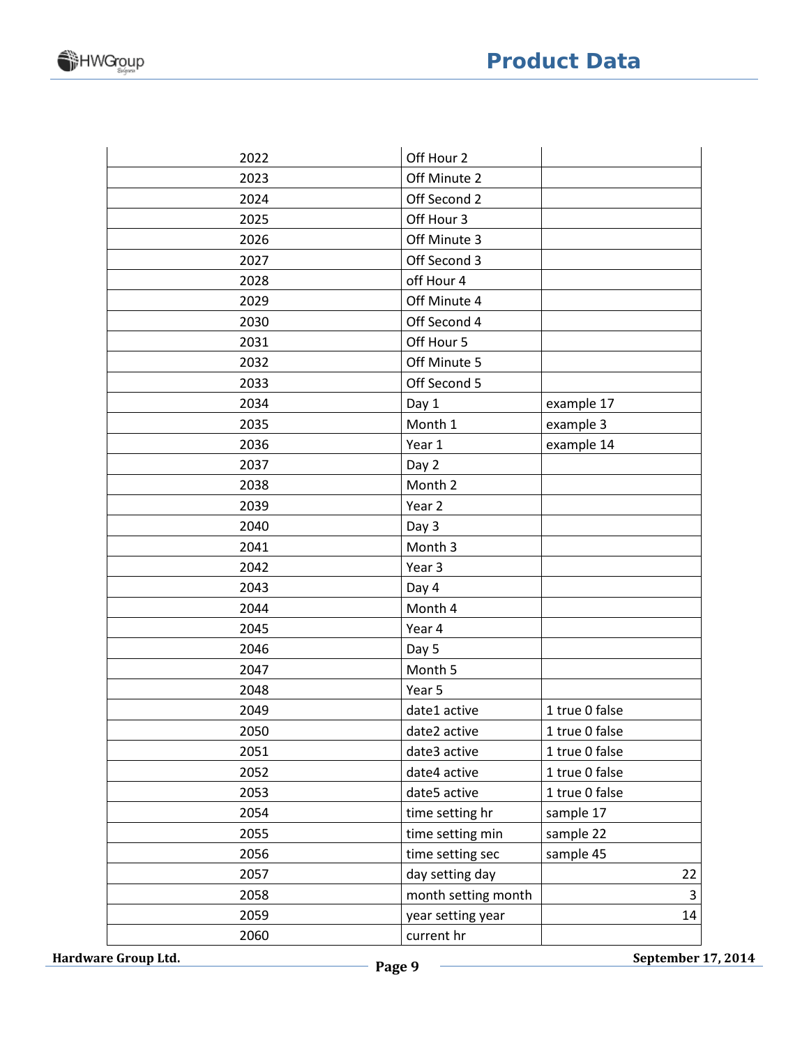| | | |
|---|---|---|
| 2022 | Off Hour 2 | |
| 2023 | Off Minute 2 | |
| 2024 | Off Second 2 | |
| 2025 | Off Hour 3 | |
| 2026 | Off Minute 3 | |
| 2027 | Off Second 3 | |
| 2028 | off Hour 4 | |
| 2029 | Off Minute 4 | |
| 2030 | Off Second 4 | |
| 2031 | Off Hour 5 | |
| 2032 | Off Minute 5 | |
| 2033 | Off Second 5 | |
| 2034 | Day 1 | example 17 |
| 2035 | Month 1 | example 3 |
| 2036 | Year 1 | example 14 |
| 2037 | Day 2 | |
| 2038 | Month 2 | |
| 2039 | Year 2 | |
| 2040 | Day 3 | |
| 2041 | Month 3 | |
| 2042 | Year 3 | |
| 2043 | Day 4 | |
| 2044 | Month 4 | |
| 2045 | Year 4 | |
| 2046 | Day 5 | |
| 2047 | Month 5 | |
| 2048 | Year 5 | |
| 2049 | date1 active | 1 true 0 false |
| 2050 | date2 active | 1 true 0 false |
| 2051 | date3 active | 1 true 0 false |
| 2052 | date4 active | 1 true 0 false |
| 2053 | date5 active | 1 true 0 false |
| 2054 | time setting hr | sample 17 |
| 2055 | time setting min | sample 22 |
| 2056 | time setting sec | sample 45 |
| 2057 | day setting day | 22 |
| 2058 | month setting month | 3 |
| 2059 | year setting year | 14 |
| 2060 | current hr | |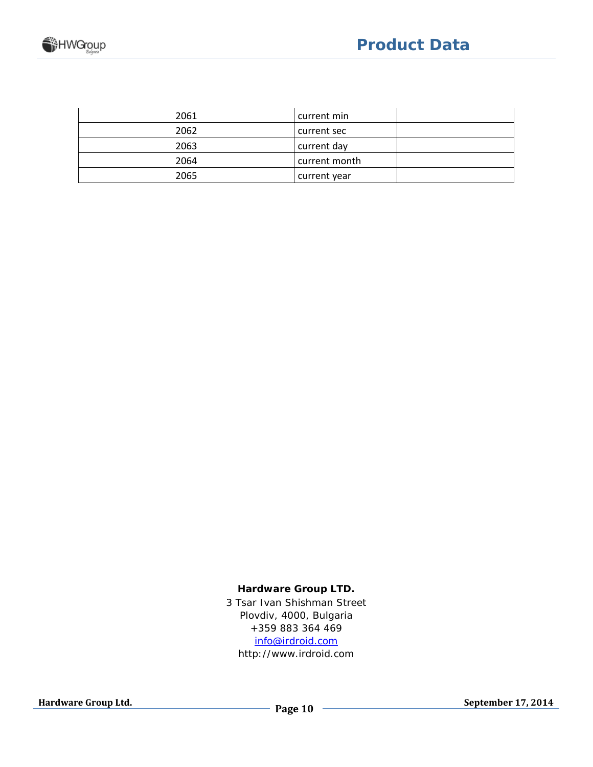| | | |
|---|---|---|
| 2061 | current min | |
| 2062 | current sec | |
| 2063 | current day | |
| 2064 | current month | |
| 2065 | current year | |

**Hardware Group LTD.**
3 Tsar Ivan Shishman Street
Plovdiv, 4000, Bulgaria
+359 883 364 469
info@irdroid.com
http://www.irdroid.com